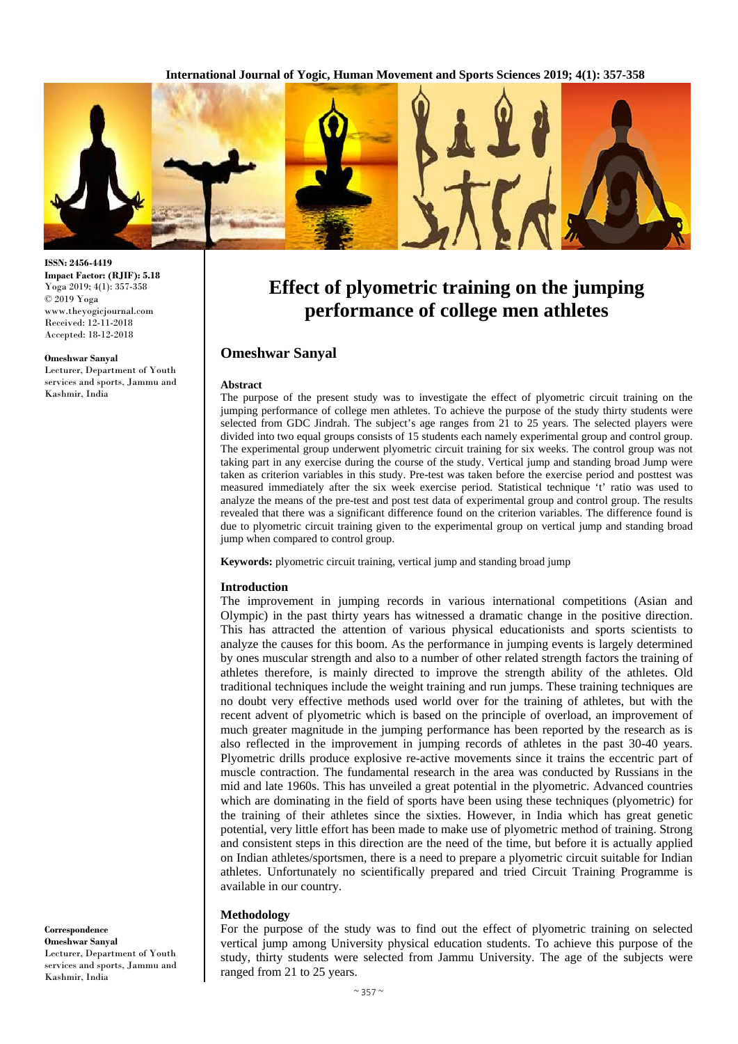ISSN: 2456-4419
Impact Factor: (RJIF): 5.18
Yoga 2019; 4(1): 357-358
© 2019 Yoga
www.theyogicjournal.com
Received: 12-11-2018
Accepted: 18-12-2018

**Omeshwar Sanyal**
Lecturer, Department of Youth services and sports, Jammu and Kashmir, India

# Effect of plyometric training on the jumping performance of college men athletes

## Omeshwar Sanyal

### Abstract

The purpose of the present study was to investigate the effect of plyometric circuit training on the jumping performance of college men athletes. To achieve the purpose of the study thirty students were selected from GDC Jindrah. The subject's age ranges from 21 to 25 years. The selected players were divided into two equal groups consists of 15 students each namely experimental group and control group. The experimental group underwent plyometric circuit training for six weeks. The control group was not taking part in any exercise during the course of the study. Vertical jump and standing broad Jump were taken as criterion variables in this study. Pre-test was taken before the exercise period and posttest was measured immediately after the six week exercise period. Statistical technique 't' ratio was used to analyze the means of the pre-test and post test data of experimental group and control group. The results revealed that there was a significant difference found on the criterion variables. The difference found is due to plyometric circuit training given to the experimental group on vertical jump and standing broad jump when compared to control group.

**Keywords:** plyometric circuit training, vertical jump and standing broad jump

### Introduction

The improvement in jumping records in various international competitions (Asian and Olympic) in the past thirty years has witnessed a dramatic change in the positive direction. This has attracted the attention of various physical educationists and sports scientists to analyze the causes for this boom. As the performance in jumping events is largely determined by ones muscular strength and also to a number of other related strength factors the training of athletes therefore, is mainly directed to improve the strength ability of the athletes. Old traditional techniques include the weight training and run jumps. These training techniques are no doubt very effective methods used world over for the training of athletes, but with the recent advent of plyometric which is based on the principle of overload, an improvement of much greater magnitude in the jumping performance has been reported by the research as is also reflected in the improvement in jumping records of athletes in the past 30-40 years. Plyometric drills produce explosive re-active movements since it trains the eccentric part of muscle contraction. The fundamental research in the area was conducted by Russians in the mid and late 1960s. This has unveiled a great potential in the plyometric. Advanced countries which are dominating in the field of sports have been using these techniques (plyometric) for the training of their athletes since the sixties. However, in India which has great genetic potential, very little effort has been made to make use of plyometric method of training. Strong and consistent steps in this direction are the need of the time, but before it is actually applied on Indian athletes/sportsmen, there is a need to prepare a plyometric circuit suitable for Indian athletes. Unfortunately no scientifically prepared and tried Circuit Training Programme is available in our country.

### Methodology

For the purpose of the study was to find out the effect of plyometric training on selected vertical jump among University physical education students. To achieve this purpose of the study, thirty students were selected from Jammu University. The age of the subjects were ranged from 21 to 25 years.

**Correspondence**
**Omeshwar Sanyal**
Lecturer, Department of Youth services and sports, Jammu and Kashmir, India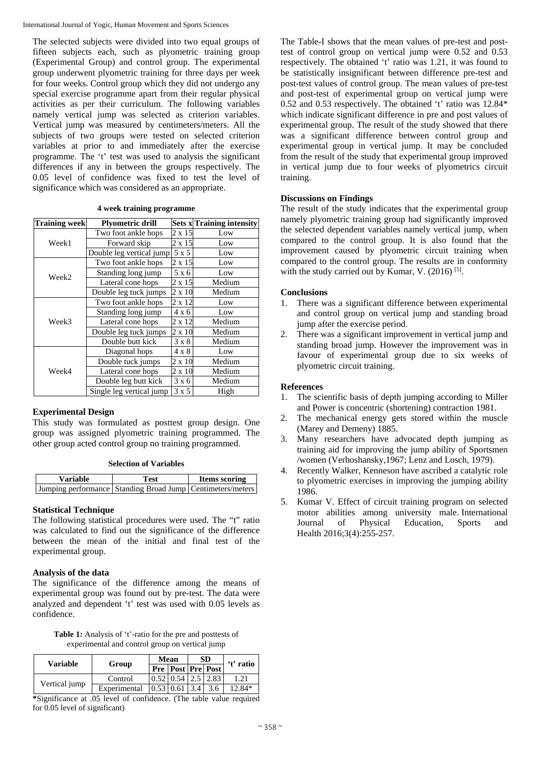The selected subjects were divided into two equal groups of fifteen subjects each, such as plyometric training group (Experimental Group) and control group. The experimental group underwent plyometric training for three days per week for four weeks. Control group which they did not undergo any special exercise programme apart from their regular physical activities as per their curriculum. The following variables namely vertical jump was selected as criterion variables. Vertical jump was measured by centimeters/meters. All the subjects of two groups were tested on selected criterion variables at prior to and immediately after the exercise programme. The 't' test was used to analysis the significant differences if any in between the groups respectively. The 0.05 level of confidence was fixed to test the level of significance which was considered as an appropriate.

**4 week training programme**

| Training week | Plyometric drill | Sets x | Training intensity |
|---|---|---|---|
| Week1 | Two foot ankle hops | 2 x 15 | Low |
| | Forward skip | 2 x 15 | Low |
| | Double leg vertical jump | 5 x 5 | Low |
| Week2 | Two foot ankle hops | 2 x 15 | Low |
| | Standing long jump | 5 x 6 | Low |
| | Lateral cone hops | 2 x 15 | Medium |
| | Double leg tuck jumps | 2 x 10 | Medium |
| Week3 | Two foot ankle hops | 2 x 12 | Low |
| | Standing long jump | 4 x 6 | Low |
| | Lateral cone hops | 2 x 12 | Medium |
| | Double leg tuck jumps | 2 x 10 | Medium |
| | Double butt kick | 3 x 8 | Medium |
| Week4 | Diagonal hops | 4 x 8 | Low |
| | Double tuck jumps | 2 x 10 | Medium |
| | Lateral cone hops | 2 x 10 | Medium |
| | Double leg butt kick | 3 x 6 | Medium |
| | Single leg vertical jump | 3 x 5 | High |

## Experimental Design

This study was formulated as posttest group design. One group was assigned plyometric training programmed. The other group acted control group no training programmed.

**Selection of Variables**

| Variable | Test | Items scoring |
|---|---|---|
| Jumping performance | Standing Broad Jump | Centimeters/meters |

## Statistical Technique

The following statistical procedures were used. The "t" ratio was calculated to find out the significance of the difference between the mean of the initial and final test of the experimental group.

## Analysis of the data

The significance of the difference among the means of experimental group was found out by pre-test. The data were analyzed and dependent 't' test was used with 0.05 levels as confidence.

**Table 1:** Analysis of 't'-ratio for the pre and posttests of experimental and control group on vertical jump

| Variable | Group | Mean | | SD | | 't' ratio |
|---|---|---|---|---|---|---|
| | | Pre | Post | Pre | Post | |
| Vertical jump | Control | 0.52 | 0.54 | 2.5 | 2.83 | 1.21 |
| | Experimental | 0.53 | 0.61 | 3.4 | 3.6 | 12.84* |

*Significance at .05 level of confidence. (The table value required for 0.05 level of significant)

The Table-I shows that the mean values of pre-test and post-test of control group on vertical jump were 0.52 and 0.53 respectively. The obtained 't' ratio was 1.21, it was found to be statistically insignificant between difference pre-test and post-test values of control group. The mean values of pre-test and post-test of experimental group on vertical jump were 0.52 and 0.53 respectively. The obtained 't' ratio was 12.84* which indicate significant difference in pre and post values of experimental group. The result of the study showed that there was a significant difference between control group and experimental group in vertical jump. It may be concluded from the result of the study that experimental group improved in vertical jump due to four weeks of plyometrics circuit training.

## Discussions on Findings

The result of the study indicates that the experimental group namely plyometric training group had significantly improved the selected dependent variables namely vertical jump, when compared to the control group. It is also found that the improvement caused by plyometric circuit training when compared to the control group. The results are in conformity with the study carried out by Kumar, V. (2016) [5].

## Conclusions

1. There was a significant difference between experimental and control group on vertical jump and standing broad jump after the exercise period.
2. There was a significant improvement in vertical jump and standing broad jump. However the improvement was in favour of experimental group due to six weeks of plyometric circuit training.

## References

1. The scientific basis of depth jumping according to Miller and Power is concentric (shortening) contraction 1981.
2. The mechanical energy gets stored within the muscle (Marey and Demeny) 1885.
3. Many researchers have advocated depth jumping as training aid for improving the jump ability of Sportsmen /women (Verhoshansky,1967; Lenz and Losch, 1979).
4. Recently Walker, Kenneson have ascribed a catalytic role to plyometric exercises in improving the jumping ability 1986.
5. Kumar V. Effect of circuit training program on selected motor abilities among university male. International Journal of Physical Education, Sports and Health 2016;3(4):255-257.